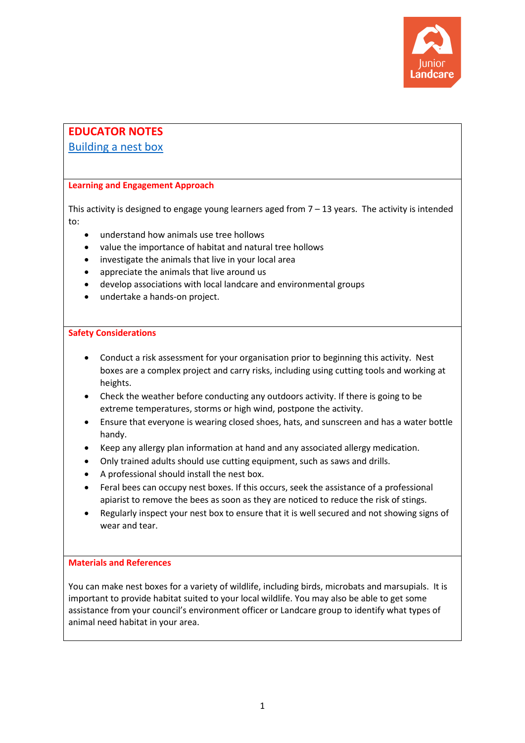# EDUCATOR NOTES

## Building a nest box

### Learning and Engagement Approach

This activity is designed to engage young learners aged from 7 – 13 years. The activity is intended to:

- understand how animals use tree hollows
- value the importance of habitat and natural tree hollows
- investigate the animals that live in your local area
- appreciate the animals that live around us
- develop associations with local landcare and environmental groups
- undertake a hands-on project.

### Safety Considerations

- Conduct a risk assessment for your organisation prior to beginning this activity. Nest boxes are a complex project and carry risks, including using cutting tools and working at heights.
- Check the weather before conducting any outdoors activity. If there is going to be extreme temperatures, storms or high wind, postpone the activity.
- Ensure that everyone is wearing closed shoes, hats, and sunscreen and has a water bottle handy.
- Keep any allergy plan information at hand and any associated allergy medication.
- Only trained adults should use cutting equipment, such as saws and drills.
- A professional should install the nest box.
- Feral bees can occupy nest boxes. If this occurs, seek the assistance of a professional apiarist to remove the bees as soon as they are noticed to reduce the risk of stings.
- Regularly inspect your nest box to ensure that it is well secured and not showing signs of wear and tear.

### Materials and References

You can make nest boxes for a variety of wildlife, including birds, microbats and marsupials. It is important to provide habitat suited to your local wildlife. You may also be able to get some assistance from your council's environment officer or Landcare group to identify what types of animal need habitat in your area.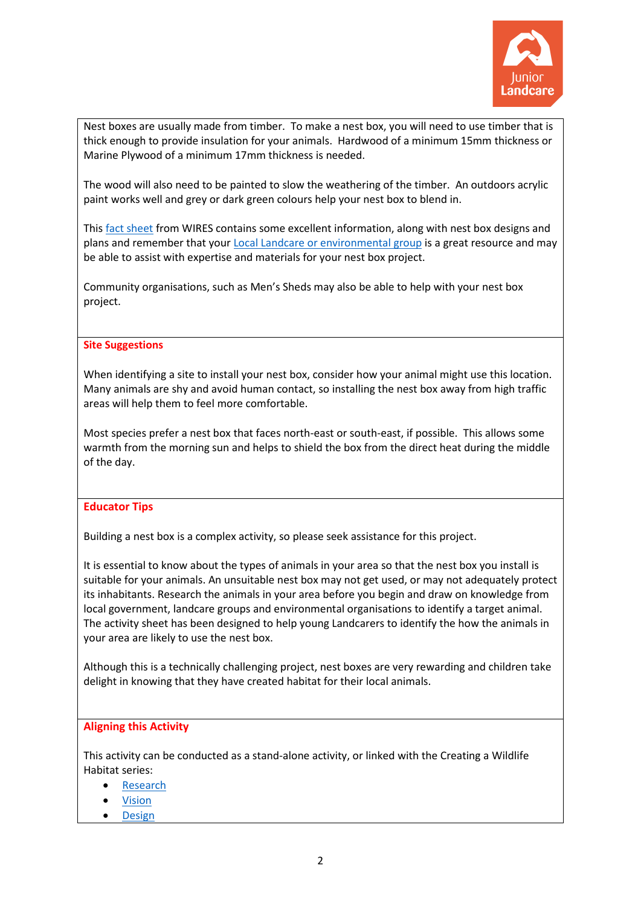Nest boxes are usually made from timber. To make a nest box, you will need to use timber that is thick enough to provide insulation for your animals. Hardwood of a minimum 15mm thickness or Marine Plywood of a minimum 17mm thickness is needed.

The wood will also need to be painted to slow the weathering of the timber. An outdoors acrylic paint works well and grey or dark green colours help your nest box to blend in.

This fact sheet from WIRES contains some excellent information, along with nest box designs and plans and remember that your Local Landcare or environmental group is a great resource and may be able to assist with expertise and materials for your nest box project.

Community organisations, such as Men's Sheds may also be able to help with your nest box project.

## Site Suggestions

When identifying a site to install your nest box, consider how your animal might use this location. Many animals are shy and avoid human contact, so installing the nest box away from high traffic areas will help them to feel more comfortable.

Most species prefer a nest box that faces north-east or south-east, if possible. This allows some warmth from the morning sun and helps to shield the box from the direct heat during the middle of the day.

## Educator Tips

Building a nest box is a complex activity, so please seek assistance for this project.

It is essential to know about the types of animals in your area so that the nest box you install is suitable for your animals. An unsuitable nest box may not get used, or may not adequately protect its inhabitants. Research the animals in your area before you begin and draw on knowledge from local government, landcare groups and environmental organisations to identify a target animal. The activity sheet has been designed to help young Landcarers to identify the how the animals in your area are likely to use the nest box.

Although this is a technically challenging project, nest boxes are very rewarding and children take delight in knowing that they have created habitat for their local animals.

## Aligning this Activity

This activity can be conducted as a stand-alone activity, or linked with the Creating a Wildlife Habitat series:

- Research
- Vision
- Design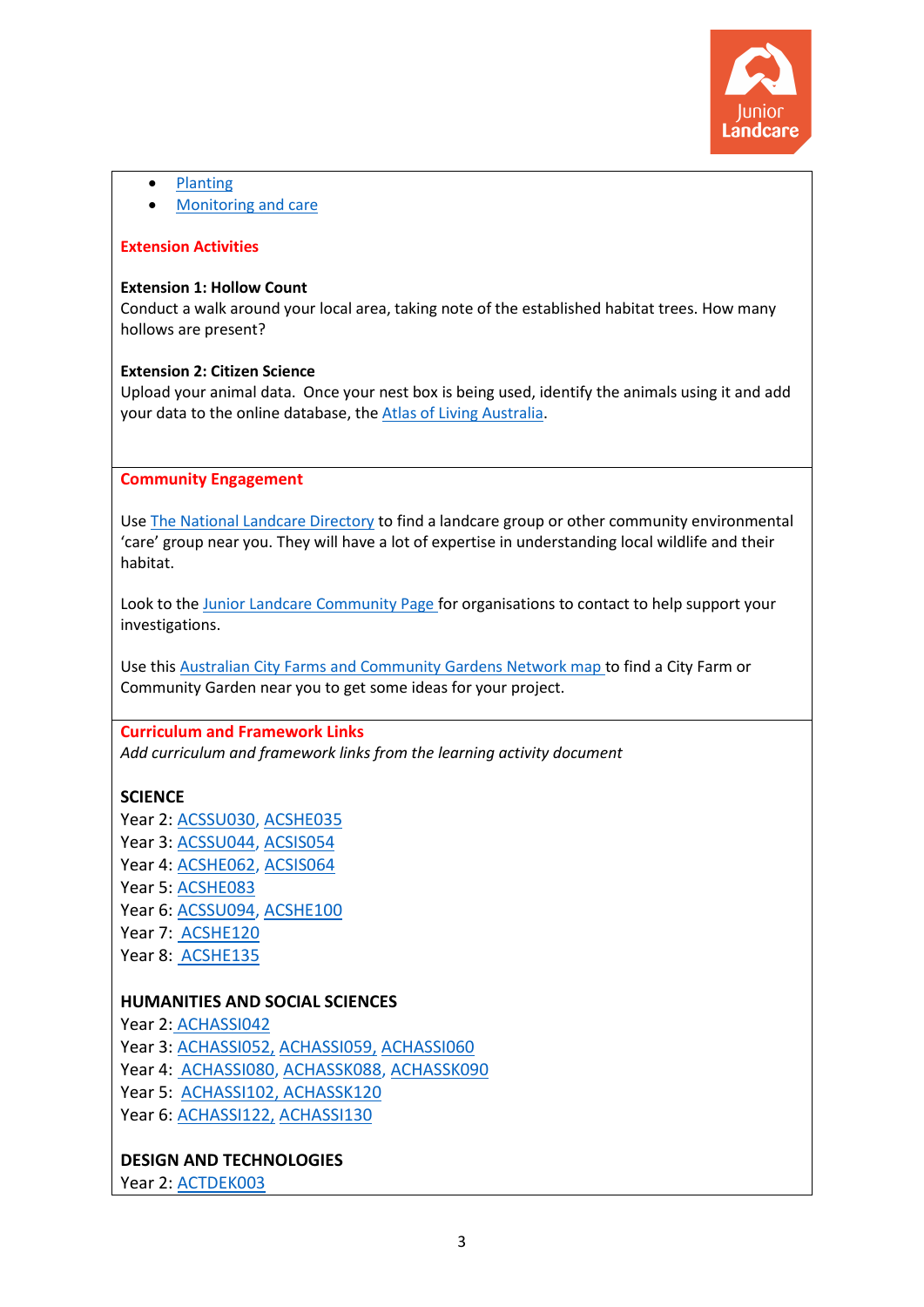- Planting
- Monitoring and care

**Extension Activities**

**Extension 1: Hollow Count**
Conduct a walk around your local area, taking note of the established habitat trees. How many hollows are present?

**Extension 2: Citizen Science**
Upload your animal data. Once your nest box is being used, identify the animals using it and add your data to the online database, the Atlas of Living Australia.

**Community Engagement**

Use The National Landcare Directory to find a landcare group or other community environmental 'care' group near you. They will have a lot of expertise in understanding local wildlife and their habitat.

Look to the Junior Landcare Community Page for organisations to contact to help support your investigations.

Use this Australian City Farms and Community Gardens Network map to find a City Farm or Community Garden near you to get some ideas for your project.

**Curriculum and Framework Links**
*Add curriculum and framework links from the learning activity document*

**SCIENCE**
Year 2: ACSSU030, ACSHE035
Year 3: ACSSU044, ACSIS054
Year 4: ACSHE062, ACSIS064
Year 5: ACSHE083
Year 6: ACSSU094, ACSHE100
Year 7: ACSHE120
Year 8: ACSHE135

**HUMANITIES AND SOCIAL SCIENCES**
Year 2: ACHASSI042
Year 3: ACHASSI052, ACHASSI059, ACHASSI060
Year 4: ACHASSI080, ACHASSK088, ACHASSK090
Year 5: ACHASSI102, ACHASSK120
Year 6: ACHASSI122, ACHASSI130

**DESIGN AND TECHNOLOGIES**
Year 2: ACTDEK003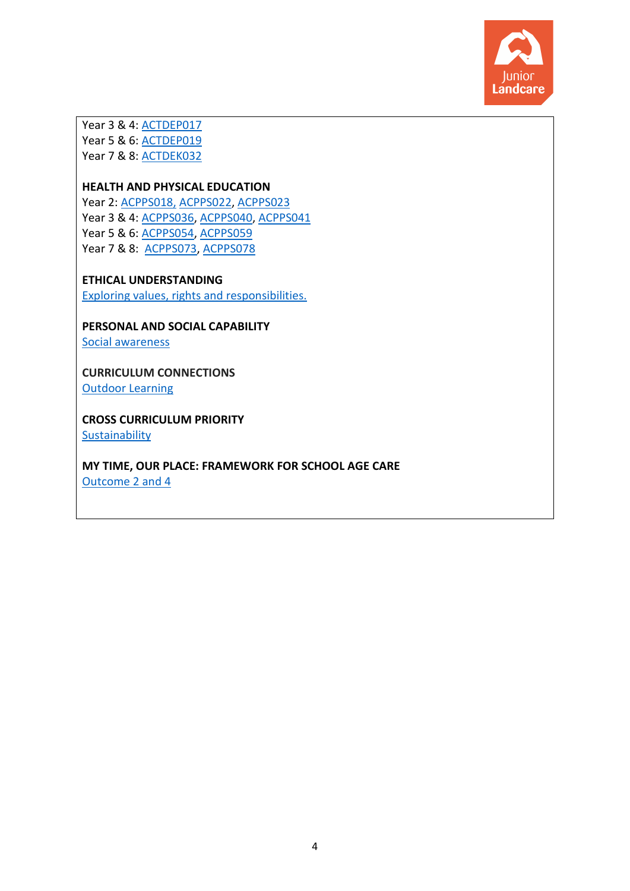Year 3 & 4: ACTDEP017
Year 5 & 6: ACTDEP019
Year 7 & 8: ACTDEK032

**HEALTH AND PHYSICAL EDUCATION**
Year 2: ACPPS018, ACPPS022, ACPPS023
Year 3 & 4: ACPPS036, ACPPS040, ACPPS041
Year 5 & 6: ACPPS054, ACPPS059
Year 7 & 8: ACPPS073, ACPPS078

**ETHICAL UNDERSTANDING**
Exploring values, rights and responsibilities.

**PERSONAL AND SOCIAL CAPABILITY**
Social awareness

**CURRICULUM CONNECTIONS**
Outdoor Learning

**CROSS CURRICULUM PRIORITY**
Sustainability

**MY TIME, OUR PLACE: FRAMEWORK FOR SCHOOL AGE CARE**
Outcome 2 and 4